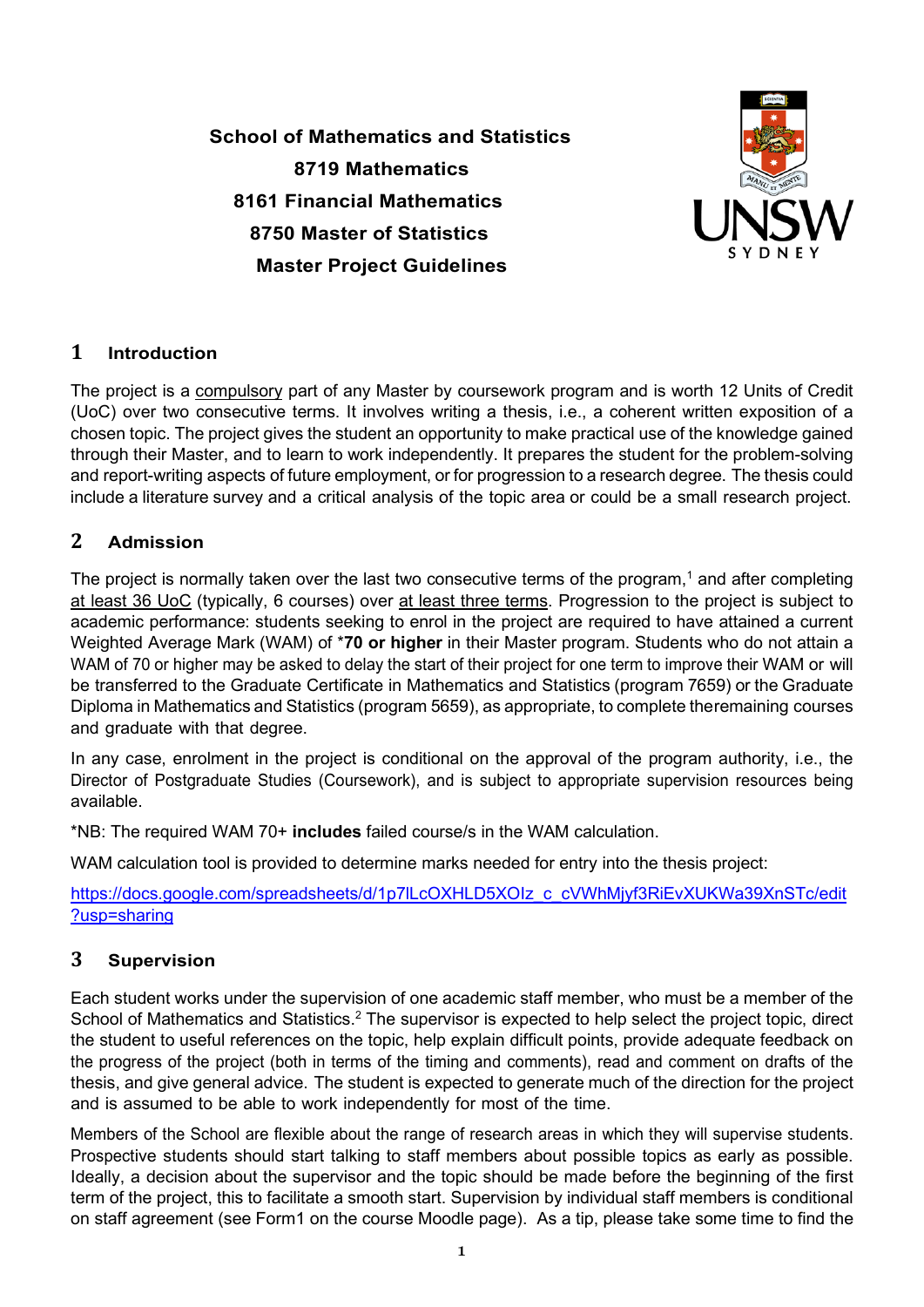**School of Mathematics and Statistics**

**8719 Mathematics**

**8161 Financial Mathematics**

**8750 Master of Statistics**

**Master Project Guidelines**

## 1 Introduction

The project is a compulsory part of any Master by coursework program and is worth 12 Units of Credit (UoC) over two consecutive terms. It involves writing a thesis, i.e., a coherent written exposition of a chosen topic. The project gives the student an opportunity to make practical use of the knowledge gained through their Master, and to learn to work independently. It prepares the student for the problem-solving and report-writing aspects of future employment, or for progression to a research degree. The thesis could include a literature survey and a critical analysis of the topic area or could be a small research project.

## 2 Admission

The project is normally taken over the last two consecutive terms of the program,[1] and after completing at least 36 UoC (typically, 6 courses) over at least three terms. Progression to the project is subject to academic performance: students seeking to enrol in the project are required to have attained a current Weighted Average Mark (WAM) of ***70 or higher** in their Master program. Students who do not attain a WAM of 70 or higher may be asked to delay the start of their project for one term to improve their WAM or will be transferred to the Graduate Certificate in Mathematics and Statistics (program 7659) or the Graduate Diploma in Mathematics and Statistics (program 5659), as appropriate, to complete theremaining courses and graduate with that degree.

In any case, enrolment in the project is conditional on the approval of the program authority, i.e., the Director of Postgraduate Studies (Coursework), and is subject to appropriate supervision resources being available.

*NB: The required WAM 70+ **includes** failed course/s in the WAM calculation.

WAM calculation tool is provided to determine marks needed for entry into the thesis project:

https://docs.google.com/spreadsheets/d/1p7lLcOXHLD5XOIz_c_cVWhMjyf3RiEvXUKWa39XnSTc/edit?usp=sharing

## 3 Supervision

Each student works under the supervision of one academic staff member, who must be a member of the School of Mathematics and Statistics.[2] The supervisor is expected to help select the project topic, direct the student to useful references on the topic, help explain difficult points, provide adequate feedback on the progress of the project (both in terms of the timing and comments), read and comment on drafts of the thesis, and give general advice. The student is expected to generate much of the direction for the project and is assumed to be able to work independently for most of the time.

Members of the School are flexible about the range of research areas in which they will supervise students. Prospective students should start talking to staff members about possible topics as early as possible. Ideally, a decision about the supervisor and the topic should be made before the beginning of the first term of the project, this to facilitate a smooth start. Supervision by individual staff members is conditional on staff agreement (see Form1 on the course Moodle page). As a tip, please take some time to find the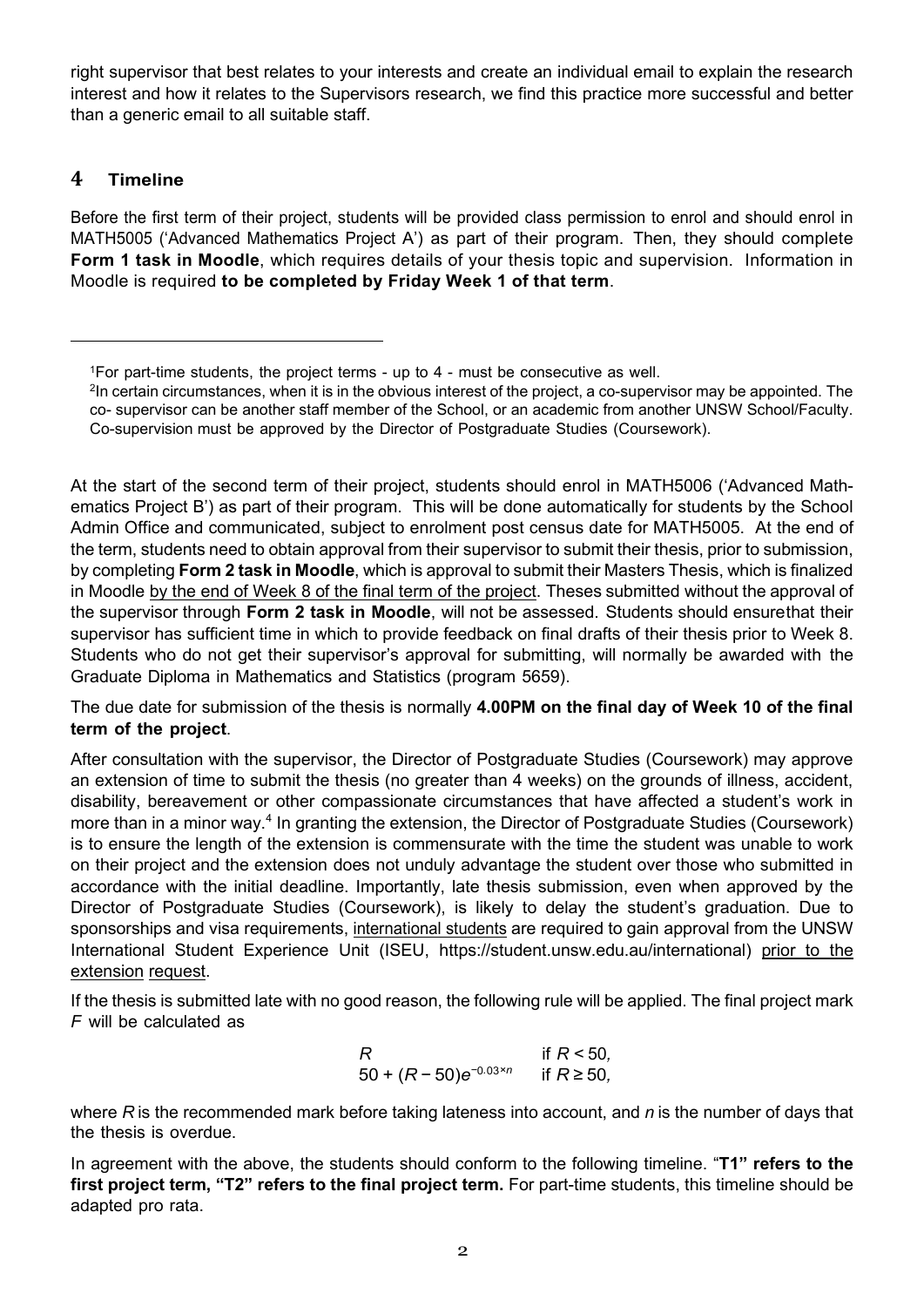right supervisor that best relates to your interests and create an individual email to explain the research interest and how it relates to the Supervisors research, we find this practice more successful and better than a generic email to all suitable staff.

## 4 Timeline

Before the first term of their project, students will be provided class permission to enrol and should enrol in MATH5005 ('Advanced Mathematics Project A') as part of their program. Then, they should complete **Form 1 task in Moodle**, which requires details of your thesis topic and supervision. Information in Moodle is required **to be completed by Friday Week 1 of that term**.

---

[1] For part-time students, the project terms - up to 4 - must be consecutive as well.

[2] In certain circumstances, when it is in the obvious interest of the project, a co-supervisor may be appointed. The co- supervisor can be another staff member of the School, or an academic from another UNSW School/Faculty. Co-supervision must be approved by the Director of Postgraduate Studies (Coursework).

---

At the start of the second term of their project, students should enrol in MATH5006 ('Advanced Mathematics Project B') as part of their program. This will be done automatically for students by the School Admin Office and communicated, subject to enrolment post census date for MATH5005. At the end of the term, students need to obtain approval from their supervisor to submit their thesis, prior to submission, by completing **Form 2 task in Moodle**, which is approval to submit their Masters Thesis, which is finalized in Moodle by the end of Week 8 of the final term of the project. Theses submitted without the approval of the supervisor through **Form 2 task in Moodle**, will not be assessed. Students should ensurethat their supervisor has sufficient time in which to provide feedback on final drafts of their thesis prior to Week 8. Students who do not get their supervisor's approval for submitting, will normally be awarded with the Graduate Diploma in Mathematics and Statistics (program 5659).

The due date for submission of the thesis is normally **4.00PM on the final day of Week 10 of the final term of the project**.

After consultation with the supervisor, the Director of Postgraduate Studies (Coursework) may approve an extension of time to submit the thesis (no greater than 4 weeks) on the grounds of illness, accident, disability, bereavement or other compassionate circumstances that have affected a student's work in more than in a minor way.[4] In granting the extension, the Director of Postgraduate Studies (Coursework) is to ensure the length of the extension is commensurate with the time the student was unable to work on their project and the extension does not unduly advantage the student over those who submitted in accordance with the initial deadline. Importantly, late thesis submission, even when approved by the Director of Postgraduate Studies (Coursework), is likely to delay the student's graduation. Due to sponsorships and visa requirements, international students are required to gain approval from the UNSW International Student Experience Unit (ISEU, https://student.unsw.edu.au/international) prior to the extension request.

If the thesis is submitted late with no good reason, the following rule will be applied. The final project mark $F$ will be calculated as

$$F = \begin{cases} R & \text{if } R < 50, \\ 50 + (R - 50)e^{-0.03 \times n} & \text{if } R \geq 50, \end{cases}$$

where $R$ is the recommended mark before taking lateness into account, and $n$ is the number of days that the thesis is overdue.

In agreement with the above, the students should conform to the following timeline. "**T1" refers to the first project term, "T2" refers to the final project term.** For part-time students, this timeline should be adapted pro rata.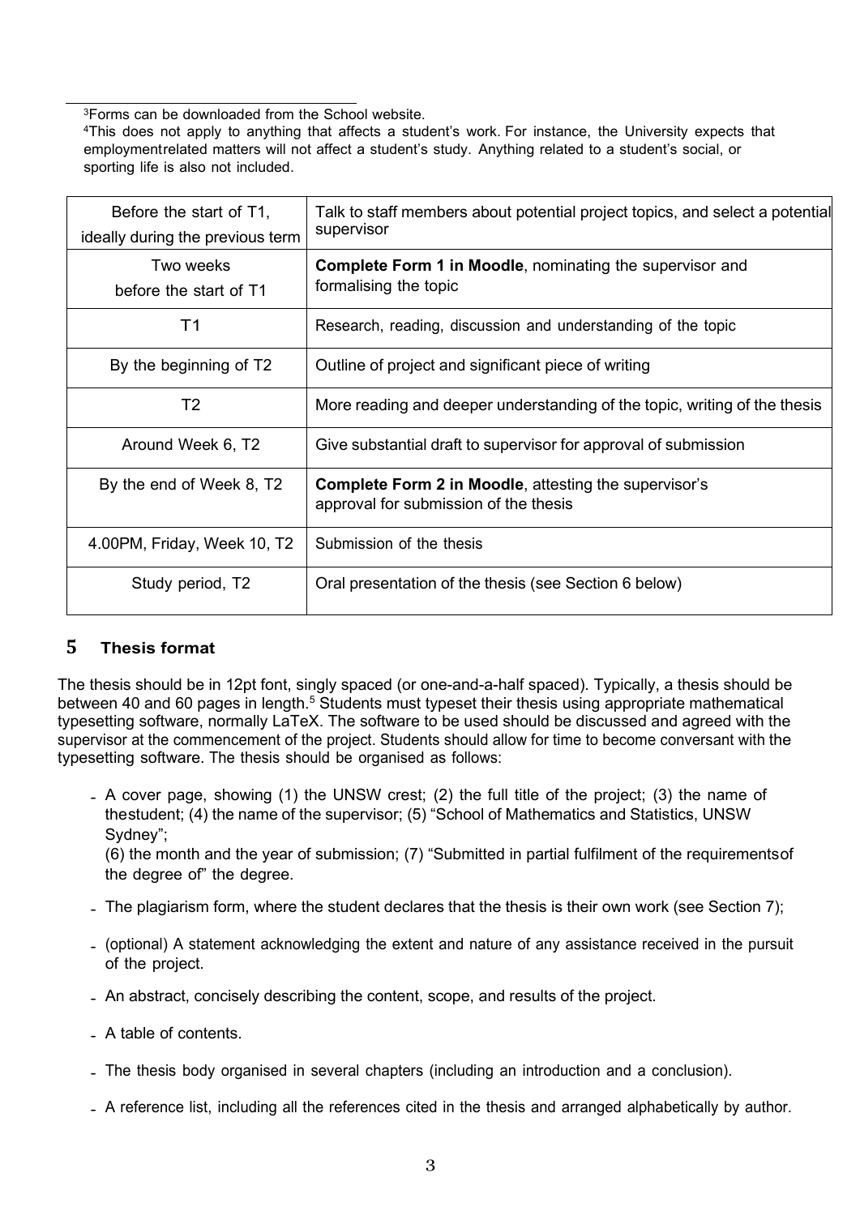[3]Forms can be downloaded from the School website.

[4]This does not apply to anything that affects a student's work. For instance, the University expects that employmentrelated matters will not affect a student's study. Anything related to a student's social, or sporting life is also not included.

| | |
|---|---|
| Before the start of T1, ideally during the previous term | Talk to staff members about potential project topics, and select a potential supervisor |
| Two weeks before the start of T1 | **Complete Form 1 in Moodle**, nominating the supervisor and formalising the topic |
| T1 | Research, reading, discussion and understanding of the topic |
| By the beginning of T2 | Outline of project and significant piece of writing |
| T2 | More reading and deeper understanding of the topic, writing of the thesis |
| Around Week 6, T2 | Give substantial draft to supervisor for approval of submission |
| By the end of Week 8, T2 | **Complete Form 2 in Moodle**, attesting the supervisor's approval for submission of the thesis |
| 4.00PM, Friday, Week 10, T2 | Submission of the thesis |
| Study period, T2 | Oral presentation of the thesis (see Section 6 below) |

## 5 Thesis format

The thesis should be in 12pt font, singly spaced (or one-and-a-half spaced). Typically, a thesis should be between 40 and 60 pages in length.[5] Students must typeset their thesis using appropriate mathematical typesetting software, normally LaTeX. The software to be used should be discussed and agreed with the supervisor at the commencement of the project. Students should allow for time to become conversant with the typesetting software. The thesis should be organised as follows:

- A cover page, showing (1) the UNSW crest; (2) the full title of the project; (3) the name of thestudent; (4) the name of the supervisor; (5) "School of Mathematics and Statistics, UNSW Sydney";
  (6) the month and the year of submission; (7) "Submitted in partial fulfilment of the requirementsof the degree of" the degree.
- The plagiarism form, where the student declares that the thesis is their own work (see Section 7);
- (optional) A statement acknowledging the extent and nature of any assistance received in the pursuit of the project.
- An abstract, concisely describing the content, scope, and results of the project.
- A table of contents.
- The thesis body organised in several chapters (including an introduction and a conclusion).
- A reference list, including all the references cited in the thesis and arranged alphabetically by author.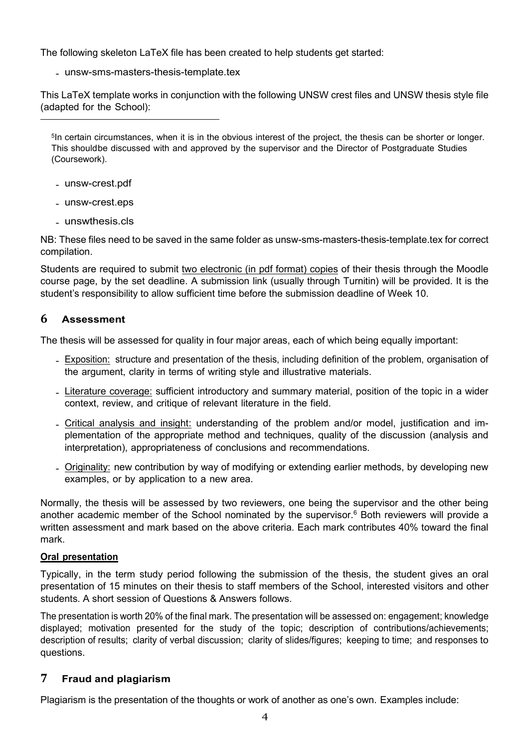The following skeleton LaTeX file has been created to help students get started:

- unsw-sms-masters-thesis-template.tex

This LaTeX template works in conjunction with the following UNSW crest files and UNSW thesis style file (adapted for the School):

- unsw-crest.pdf
- unsw-crest.eps
- unswthesis.cls

NB: These files need to be saved in the same folder as unsw-sms-masters-thesis-template.tex for correct compilation.

Students are required to submit two electronic (in pdf format) copies of their thesis through the Moodle course page, by the set deadline. A submission link (usually through Turnitin) will be provided. It is the student's responsibility to allow sufficient time before the submission deadline of Week 10.

## 6 Assessment

The thesis will be assessed for quality in four major areas, each of which being equally important:

- Exposition: structure and presentation of the thesis, including definition of the problem, organisation of the argument, clarity in terms of writing style and illustrative materials.
- Literature coverage: sufficient introductory and summary material, position of the topic in a wider context, review, and critique of relevant literature in the field.
- Critical analysis and insight: understanding of the problem and/or model, justification and implementation of the appropriate method and techniques, quality of the discussion (analysis and interpretation), appropriateness of conclusions and recommendations.
- Originality: new contribution by way of modifying or extending earlier methods, by developing new examples, or by application to a new area.

Normally, the thesis will be assessed by two reviewers, one being the supervisor and the other being another academic member of the School nominated by the supervisor.[6] Both reviewers will provide a written assessment and mark based on the above criteria. Each mark contributes 40% toward the final mark.

**Oral presentation**

Typically, in the term study period following the submission of the thesis, the student gives an oral presentation of 15 minutes on their thesis to staff members of the School, interested visitors and other students. A short session of Questions & Answers follows.

The presentation is worth 20% of the final mark. The presentation will be assessed on: engagement; knowledge displayed; motivation presented for the study of the topic; description of contributions/achievements; description of results; clarity of verbal discussion; clarity of slides/figures; keeping to time; and responses to questions.

## 7 Fraud and plagiarism

Plagiarism is the presentation of the thoughts or work of another as one's own. Examples include:

---

[5] In certain circumstances, when it is in the obvious interest of the project, the thesis can be shorter or longer. This shouldbe discussed with and approved by the supervisor and the Director of Postgraduate Studies (Coursework).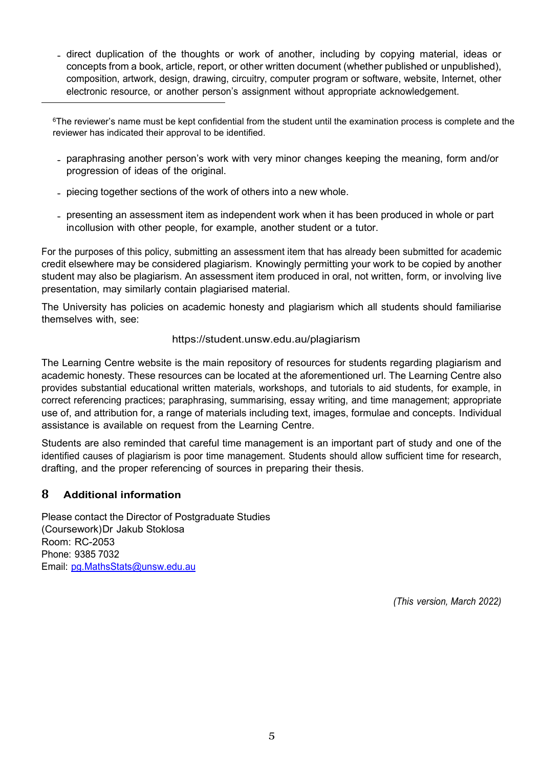- direct duplication of the thoughts or work of another, including by copying material, ideas or concepts from a book, article, report, or other written document (whether published or unpublished), composition, artwork, design, drawing, circuitry, computer program or software, website, Internet, other electronic resource, or another person's assignment without appropriate acknowledgement.
- paraphrasing another person's work with very minor changes keeping the meaning, form and/or progression of ideas of the original.
- piecing together sections of the work of others into a new whole.
- presenting an assessment item as independent work when it has been produced in whole or part incollusion with other people, for example, another student or a tutor.

For the purposes of this policy, submitting an assessment item that has already been submitted for academic credit elsewhere may be considered plagiarism. Knowingly permitting your work to be copied by another student may also be plagiarism. An assessment item produced in oral, not written, form, or involving live presentation, may similarly contain plagiarised material.

The University has policies on academic honesty and plagiarism which all students should familiarise themselves with, see:

https://student.unsw.edu.au/plagiarism

The Learning Centre website is the main repository of resources for students regarding plagiarism and academic honesty. These resources can be located at the aforementioned url. The Learning Centre also provides substantial educational written materials, workshops, and tutorials to aid students, for example, in correct referencing practices; paraphrasing, summarising, essay writing, and time management; appropriate use of, and attribution for, a range of materials including text, images, formulae and concepts. Individual assistance is available on request from the Learning Centre.

Students are also reminded that careful time management is an important part of study and one of the identified causes of plagiarism is poor time management. Students should allow sufficient time for research, drafting, and the proper referencing of sources in preparing their thesis.

## 8 Additional information

Please contact the Director of Postgraduate Studies (Coursework)Dr Jakub Stoklosa  
Room: RC-2053  
Phone: 9385 7032  
Email: pg.MathsStats@unsw.edu.au

*(This version, March 2022)*

[6] The reviewer's name must be kept confidential from the student until the examination process is complete and the reviewer has indicated their approval to be identified.